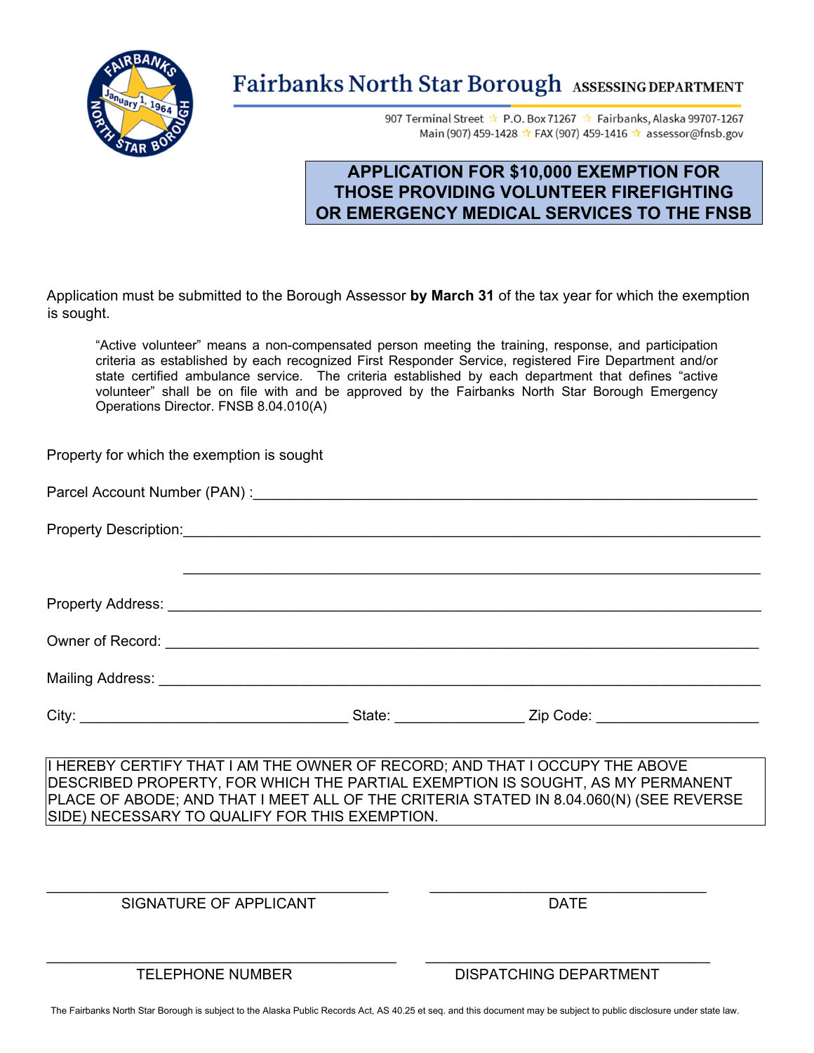# Fairbanks North Star Borough ASSESSING DEPARTMENT

907 Terminal Street ☆ P.O. Box 71267 ☆ Fairbanks, Alaska 99707-1267
Main (907) 459-1428 ☆ FAX (907) 459-1416 ☆ assessor@fnsb.gov

## APPLICATION FOR $10,000 EXEMPTION FOR THOSE PROVIDING VOLUNTEER FIREFIGHTING OR EMERGENCY MEDICAL SERVICES TO THE FNSB

Application must be submitted to the Borough Assessor **by March 31** of the tax year for which the exemption is sought.

> "Active volunteer" means a non-compensated person meeting the training, response, and participation criteria as established by each recognized First Responder Service, registered Fire Department and/or state certified ambulance service. The criteria established by each department that defines "active volunteer" shall be on file with and be approved by the Fairbanks North Star Borough Emergency Operations Director. FNSB 8.04.010(A)

Property for which the exemption is sought

Parcel Account Number (PAN) :_______________________________________________

Property Description:_______________________________________________

_______________________________________________

Property Address: _______________________________________________

Owner of Record: _______________________________________________

Mailing Address: _______________________________________________

City: ______________________ State: ____________ Zip Code: ______________

I HEREBY CERTIFY THAT I AM THE OWNER OF RECORD; AND THAT I OCCUPY THE ABOVE DESCRIBED PROPERTY, FOR WHICH THE PARTIAL EXEMPTION IS SOUGHT, AS MY PERMANENT PLACE OF ABODE; AND THAT I MEET ALL OF THE CRITERIA STATED IN 8.04.060(N) (SEE REVERSE SIDE) NECESSARY TO QUALIFY FOR THIS EXEMPTION.

______________________________ SIGNATURE OF APPLICANT

______________________________ DATE

______________________________ TELEPHONE NUMBER

______________________________ DISPATCHING DEPARTMENT

The Fairbanks North Star Borough is subject to the Alaska Public Records Act, AS 40.25 et seq. and this document may be subject to public disclosure under state law.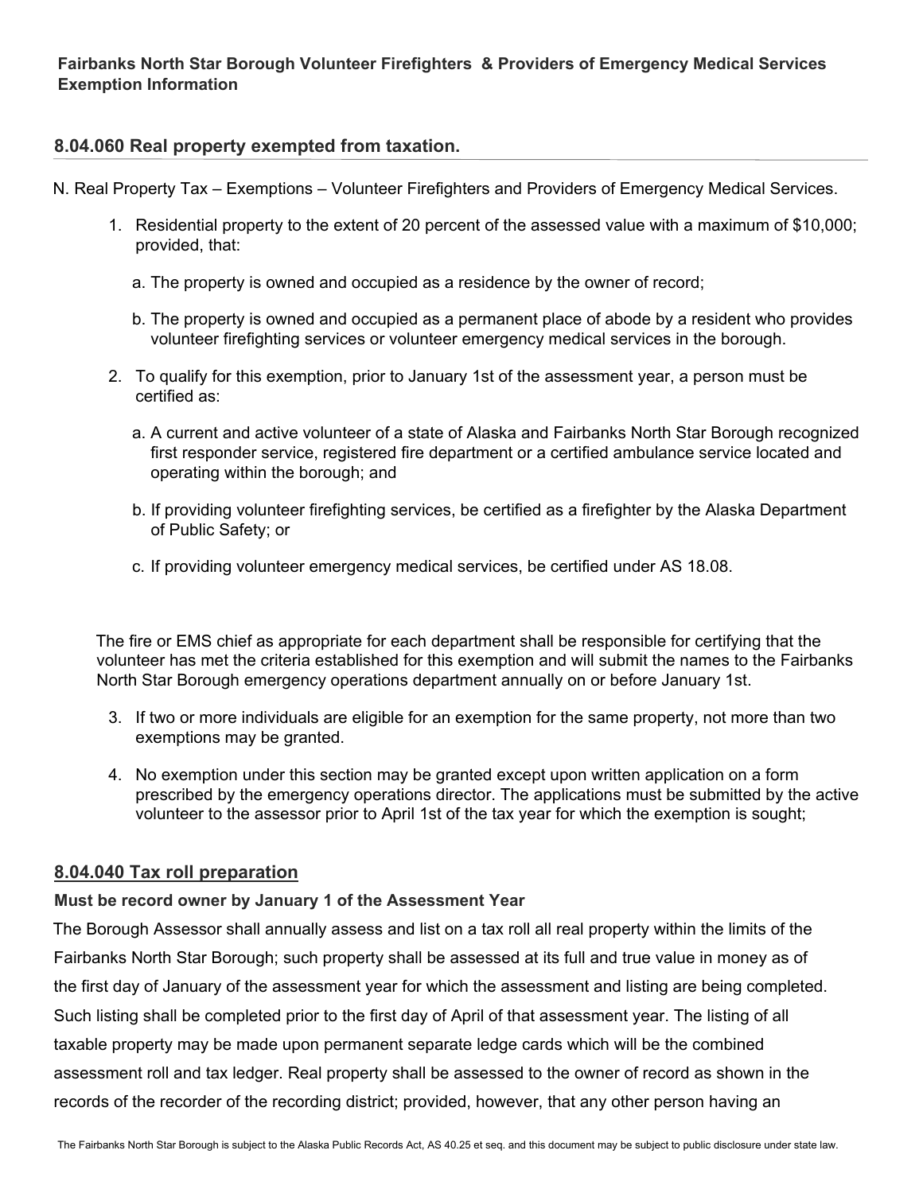**Fairbanks North Star Borough Volunteer Firefighters & Providers of Emergency Medical Services Exemption Information**

## 8.04.060 Real property exempted from taxation.

N. Real Property Tax – Exemptions – Volunteer Firefighters and Providers of Emergency Medical Services.

1. Residential property to the extent of 20 percent of the assessed value with a maximum of $10,000; provided, that:

   a. The property is owned and occupied as a residence by the owner of record;

   b. The property is owned and occupied as a permanent place of abode by a resident who provides volunteer firefighting services or volunteer emergency medical services in the borough.

2. To qualify for this exemption, prior to January 1st of the assessment year, a person must be certified as:

   a. A current and active volunteer of a state of Alaska and Fairbanks North Star Borough recognized first responder service, registered fire department or a certified ambulance service located and operating within the borough; and

   b. If providing volunteer firefighting services, be certified as a firefighter by the Alaska Department of Public Safety; or

   c. If providing volunteer emergency medical services, be certified under AS 18.08.

The fire or EMS chief as appropriate for each department shall be responsible for certifying that the volunteer has met the criteria established for this exemption and will submit the names to the Fairbanks North Star Borough emergency operations department annually on or before January 1st.

3. If two or more individuals are eligible for an exemption for the same property, not more than two exemptions may be granted.

4. No exemption under this section may be granted except upon written application on a form prescribed by the emergency operations director. The applications must be submitted by the active volunteer to the assessor prior to April 1st of the tax year for which the exemption is sought;

## 8.04.040 Tax roll preparation

**Must be record owner by January 1 of the Assessment Year**

The Borough Assessor shall annually assess and list on a tax roll all real property within the limits of the Fairbanks North Star Borough; such property shall be assessed at its full and true value in money as of the first day of January of the assessment year for which the assessment and listing are being completed. Such listing shall be completed prior to the first day of April of that assessment year. The listing of all taxable property may be made upon permanent separate ledge cards which will be the combined assessment roll and tax ledger. Real property shall be assessed to the owner of record as shown in the records of the recorder of the recording district; provided, however, that any other person having an

The Fairbanks North Star Borough is subject to the Alaska Public Records Act, AS 40.25 et seq. and this document may be subject to public disclosure under state law.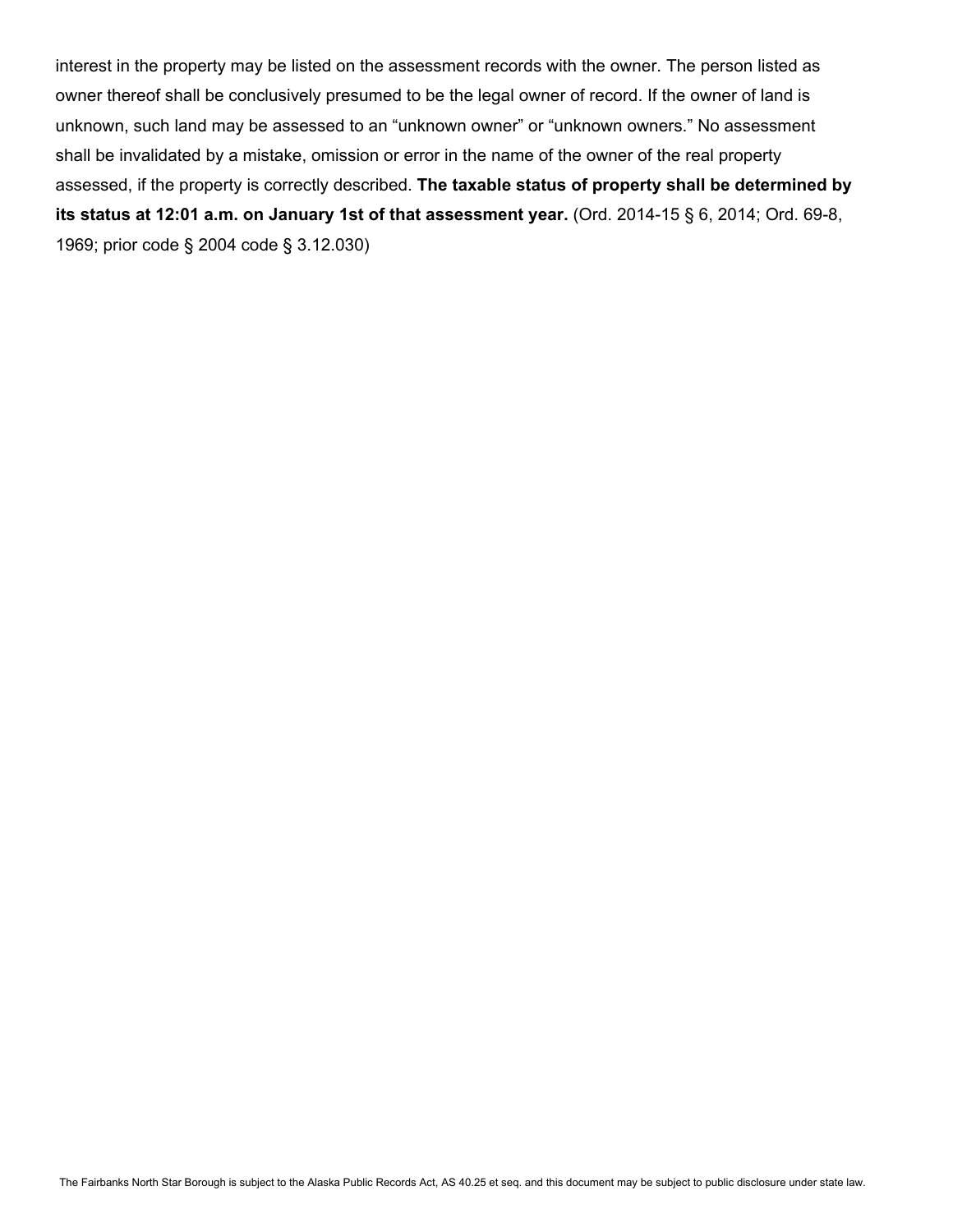interest in the property may be listed on the assessment records with the owner. The person listed as owner thereof shall be conclusively presumed to be the legal owner of record. If the owner of land is unknown, such land may be assessed to an "unknown owner" or "unknown owners." No assessment shall be invalidated by a mistake, omission or error in the name of the owner of the real property assessed, if the property is correctly described. **The taxable status of property shall be determined by its status at 12:01 a.m. on January 1st of that assessment year.** (Ord. 2014-15 § 6, 2014; Ord. 69-8, 1969; prior code § 2004 code § 3.12.030)